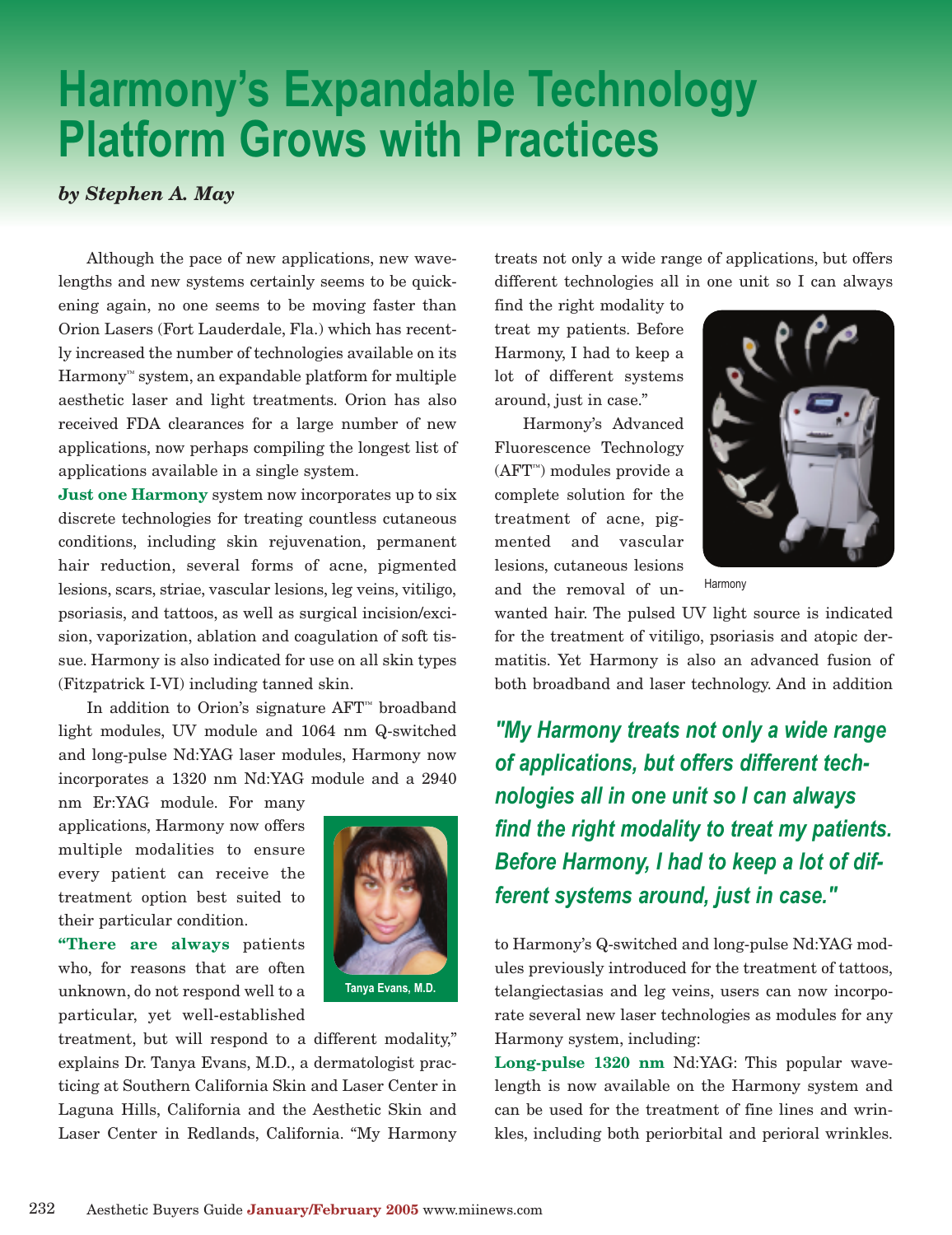# Harmony's Expandable Technology Platform Grows with Practices

*by Stephen A. May*

Although the pace of new applications, new wavelengths and new systems certainly seems to be quickening again, no one seems to be moving faster than Orion Lasers (Fort Lauderdale, Fla.) which has recently increased the number of technologies available on its Harmony™ system, an expandable platform for multiple aesthetic laser and light treatments. Orion has also received FDA clearances for a large number of new applications, now perhaps compiling the longest list of applications available in a single system.

**Just one Harmony** system now incorporates up to six discrete technologies for treating countless cutaneous conditions, including skin rejuvenation, permanent hair reduction, several forms of acne, pigmented lesions, scars, striae, vascular lesions, leg veins, vitiligo, psoriasis, and tattoos, as well as surgical incision/excision, vaporization, ablation and coagulation of soft tissue. Harmony is also indicated for use on all skin types (Fitzpatrick I-VI) including tanned skin.

In addition to Orion's signature AFT™ broadband light modules, UV module and 1064 nm Q-switched and long-pulse Nd:YAG laser modules, Harmony now incorporates a 1320 nm Nd:YAG module and a 2940 nm Er:YAG module. For many applications, Harmony now offers multiple modalities to ensure every patient can receive the treatment option best suited to their particular condition.

Tanya Evans, M.D.

**"There are always** patients who, for reasons that are often unknown, do not respond well to a particular, yet well-established treatment, but will respond to a different modality," explains Dr. Tanya Evans, M.D., a dermatologist practicing at Southern California Skin and Laser Center in Laguna Hills, California and the Aesthetic Skin and Laser Center in Redlands, California. "My Harmony treats not only a wide range of applications, but offers different technologies all in one unit so I can always find the right modality to treat my patients. Before Harmony, I had to keep a lot of different systems around, just in case."

Harmony

Harmony's Advanced Fluorescence Technology (AFT™) modules provide a complete solution for the treatment of acne, pigmented and vascular lesions, cutaneous lesions and the removal of unwanted hair. The pulsed UV light source is indicated for the treatment of vitiligo, psoriasis and atopic dermatitis. Yet Harmony is also an advanced fusion of both broadband and laser technology. And in addition

> *"My Harmony treats not only a wide range of applications, but offers different technologies all in one unit so I can always find the right modality to treat my patients. Before Harmony, I had to keep a lot of different systems around, just in case."*

to Harmony's Q-switched and long-pulse Nd:YAG modules previously introduced for the treatment of tattoos, telangiectasias and leg veins, users can now incorporate several new laser technologies as modules for any Harmony system, including:

**Long-pulse 1320 nm** Nd:YAG: This popular wavelength is now available on the Harmony system and can be used for the treatment of fine lines and wrinkles, including both periorbital and perioral wrinkles.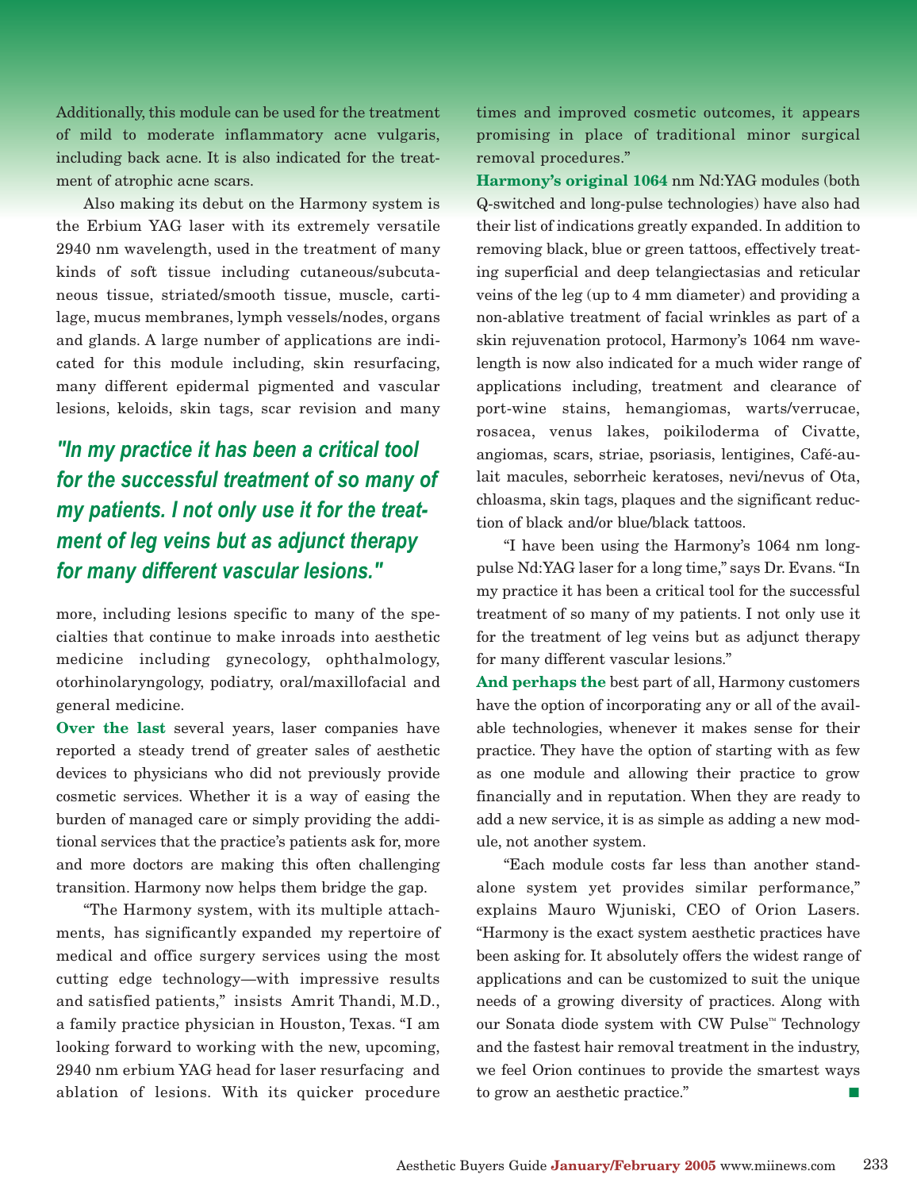Additionally, this module can be used for the treatment of mild to moderate inflammatory acne vulgaris, including back acne. It is also indicated for the treatment of atrophic acne scars.

Also making its debut on the Harmony system is the Erbium YAG laser with its extremely versatile 2940 nm wavelength, used in the treatment of many kinds of soft tissue including cutaneous/subcutaneous tissue, striated/smooth tissue, muscle, cartilage, mucus membranes, lymph vessels/nodes, organs and glands. A large number of applications are indicated for this module including, skin resurfacing, many different epidermal pigmented and vascular lesions, keloids, skin tags, scar revision and many more, including lesions specific to many of the specialties that continue to make inroads into aesthetic medicine including gynecology, ophthalmology, otorhinolaryngology, podiatry, oral/maxillofacial and general medicine.

> ***"In my practice it has been a critical tool for the successful treatment of so many of my patients. I not only use it for the treatment of leg veins but as adjunct therapy for many different vascular lesions."***

**Over the last** several years, laser companies have reported a steady trend of greater sales of aesthetic devices to physicians who did not previously provide cosmetic services. Whether it is a way of easing the burden of managed care or simply providing the additional services that the practice's patients ask for, more and more doctors are making this often challenging transition. Harmony now helps them bridge the gap.

"The Harmony system, with its multiple attachments, has significantly expanded my repertoire of medical and office surgery services using the most cutting edge technology—with impressive results and satisfied patients," insists Amrit Thandi, M.D., a family practice physician in Houston, Texas. "I am looking forward to working with the new, upcoming, 2940 nm erbium YAG head for laser resurfacing and ablation of lesions. With its quicker procedure times and improved cosmetic outcomes, it appears promising in place of traditional minor surgical removal procedures."

**Harmony's original 1064** nm Nd:YAG modules (both Q-switched and long-pulse technologies) have also had their list of indications greatly expanded. In addition to removing black, blue or green tattoos, effectively treating superficial and deep telangiectasias and reticular veins of the leg (up to 4 mm diameter) and providing a non-ablative treatment of facial wrinkles as part of a skin rejuvenation protocol, Harmony's 1064 nm wavelength is now also indicated for a much wider range of applications including, treatment and clearance of port-wine stains, hemangiomas, warts/verrucae, rosacea, venus lakes, poikiloderma of Civatte, angiomas, scars, striae, psoriasis, lentigines, Café-au-lait macules, seborrheic keratoses, nevi/nevus of Ota, chloasma, skin tags, plaques and the significant reduction of black and/or blue/black tattoos.

"I have been using the Harmony's 1064 nm long-pulse Nd:YAG laser for a long time," says Dr. Evans. "In my practice it has been a critical tool for the successful treatment of so many of my patients. I not only use it for the treatment of leg veins but as adjunct therapy for many different vascular lesions."

**And perhaps the** best part of all, Harmony customers have the option of incorporating any or all of the available technologies, whenever it makes sense for their practice. They have the option of starting with as few as one module and allowing their practice to grow financially and in reputation. When they are ready to add a new service, it is as simple as adding a new module, not another system.

"Each module costs far less than another stand-alone system yet provides similar performance," explains Mauro Wjuniski, CEO of Orion Lasers. "Harmony is the exact system aesthetic practices have been asking for. It absolutely offers the widest range of applications and can be customized to suit the unique needs of a growing diversity of practices. Along with our Sonata diode system with CW Pulse™ Technology and the fastest hair removal treatment in the industry, we feel Orion continues to provide the smartest ways to grow an aesthetic practice." ■